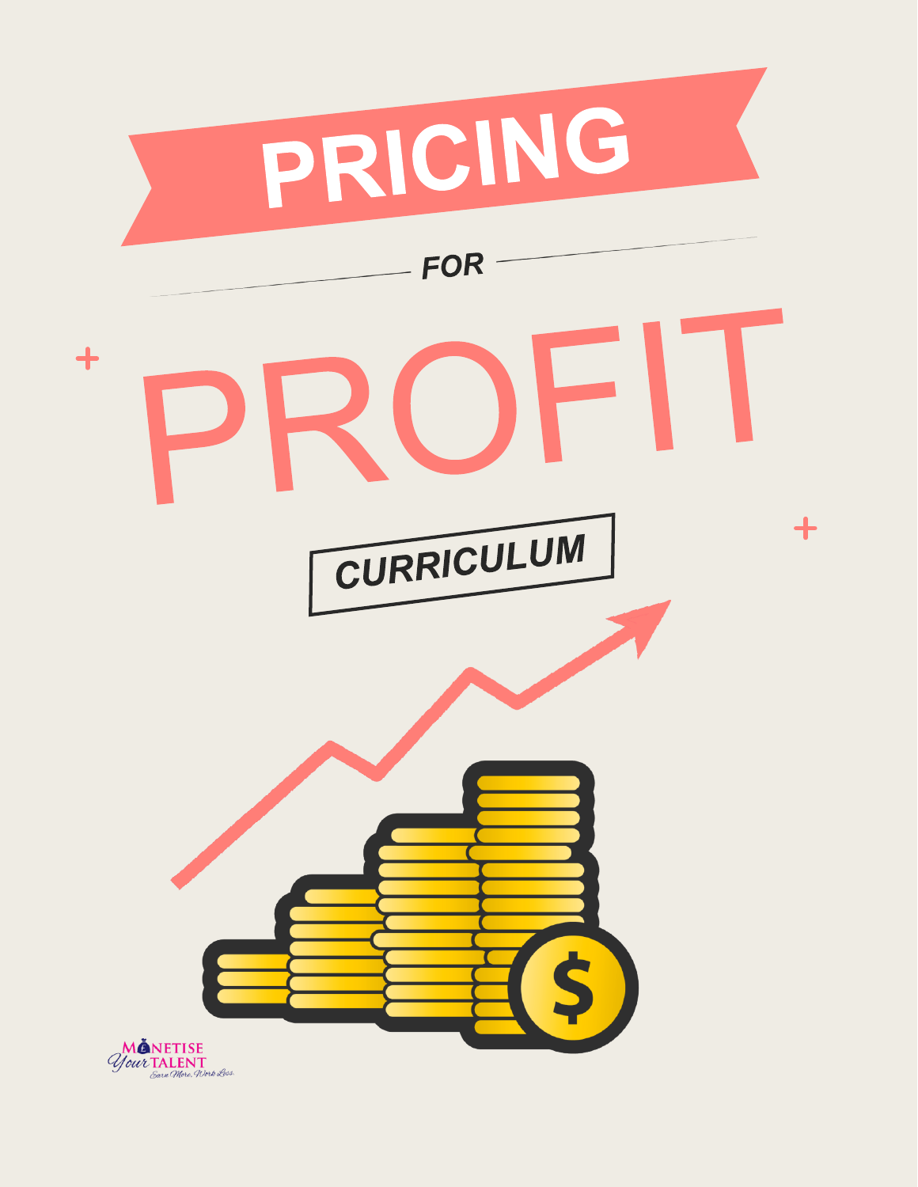# PRICING

FOR

# PROFIT

CURRICULUM

MONETISE Your TALENT
Earn More, Work Less.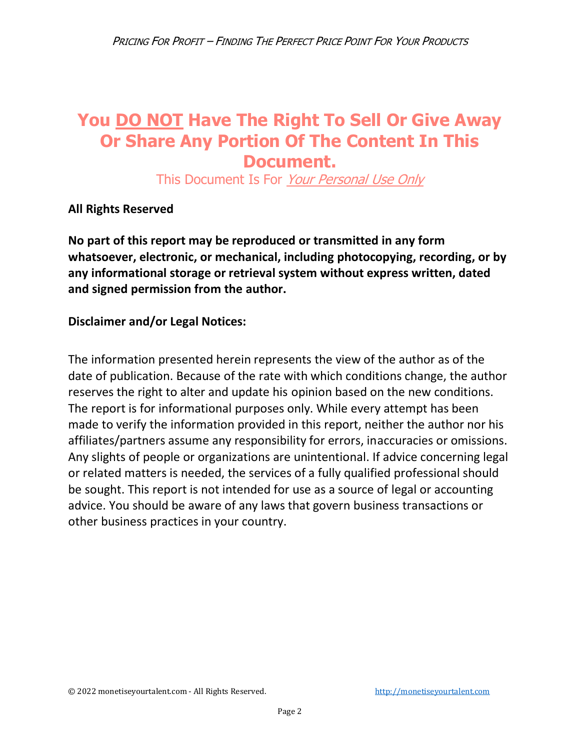# You **DO NOT** Have The Right To Sell Or Give Away Or Share Any Portion Of The Content In This Document.

This Document Is For *Your Personal Use Only*

**All Rights Reserved**

**No part of this report may be reproduced or transmitted in any form whatsoever, electronic, or mechanical, including photocopying, recording, or by any informational storage or retrieval system without express written, dated and signed permission from the author.**

**Disclaimer and/or Legal Notices:**

The information presented herein represents the view of the author as of the date of publication. Because of the rate with which conditions change, the author reserves the right to alter and update his opinion based on the new conditions. The report is for informational purposes only. While every attempt has been made to verify the information provided in this report, neither the author nor his affiliates/partners assume any responsibility for errors, inaccuracies or omissions. Any slights of people or organizations are unintentional. If advice concerning legal or related matters is needed, the services of a fully qualified professional should be sought. This report is not intended for use as a source of legal or accounting advice. You should be aware of any laws that govern business transactions or other business practices in your country.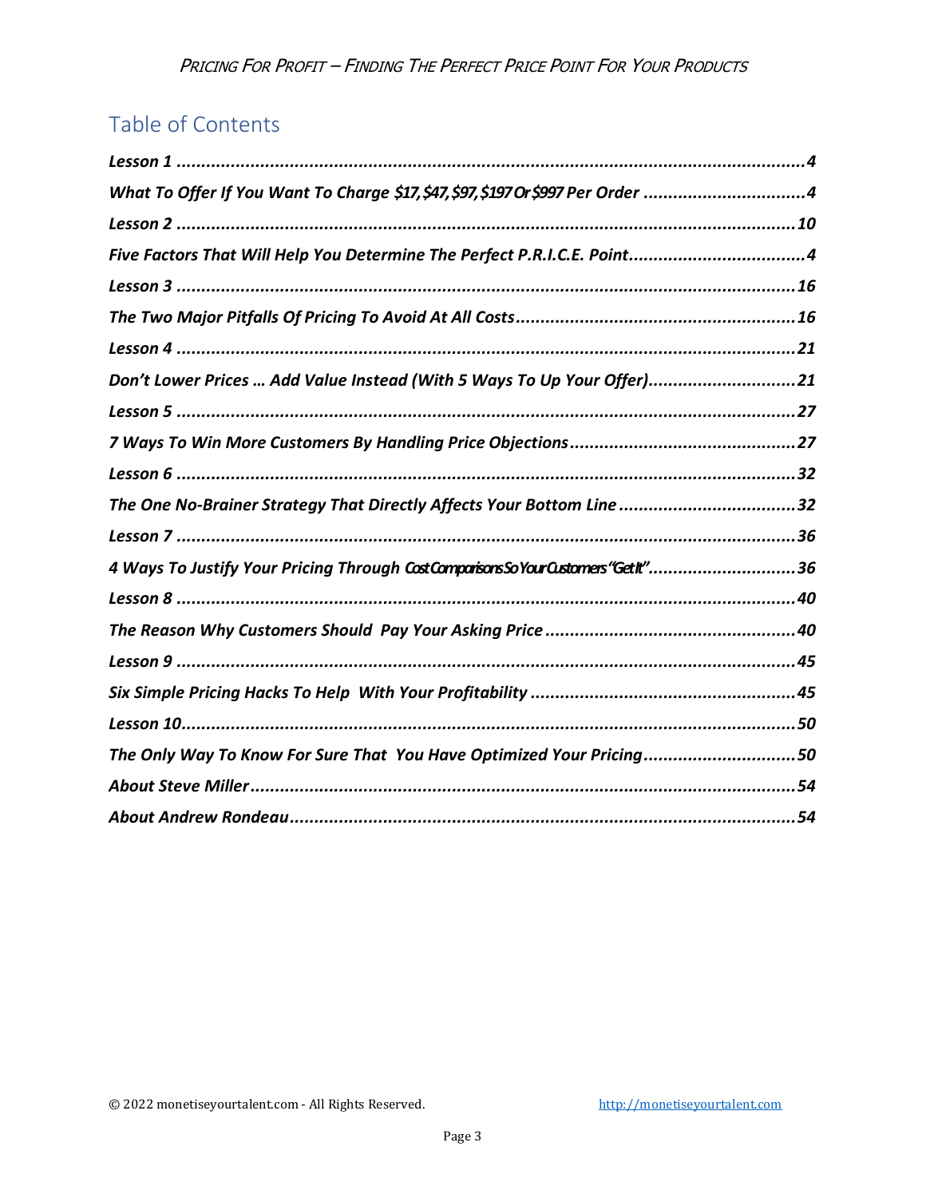## Table of Contents

*Lesson 1* ........................................................................................................... *4*

*What To Offer If You Want To Charge $17, $47, $97, $197 Or $997 Per Order* ................................ *4*

*Lesson 2* ........................................................................................................... *10*

*Five Factors That Will Help You Determine The Perfect P.R.I.C.E. Point* .................................... *4*

*Lesson 3* ........................................................................................................... *16*

*The Two Major Pitfalls Of Pricing To Avoid At All Costs* ........................................................ *16*

*Lesson 4* ........................................................................................................... *21*

*Don't Lower Prices … Add Value Instead (With 5 Ways To Up Your Offer)* ............................. *21*

*Lesson 5* ........................................................................................................... *27*

*7 Ways To Win More Customers By Handling Price Objections* ............................................ *27*

*Lesson 6* ........................................................................................................... *32*

*The One No-Brainer Strategy That Directly Affects Your Bottom Line* .................................... *32*

*Lesson 7* ........................................................................................................... *36*

*4 Ways To Justify Your Pricing Through Cost Comparisons So Your Customers "Get It"* ............ *36*

*Lesson 8* ........................................................................................................... *40*

*The Reason Why Customers Should Pay Your Asking Price* .................................................. *40*

*Lesson 9* ........................................................................................................... *45*

*Six Simple Pricing Hacks To Help With Your Profitability* .................................................... *45*

*Lesson 10* ......................................................................................................... *50*

*The Only Way To Know For Sure That You Have Optimized Your Pricing* .............................. *50*

*About Steve Miller* ............................................................................................. *54*

*About Andrew Rondeau* ...................................................................................... *54*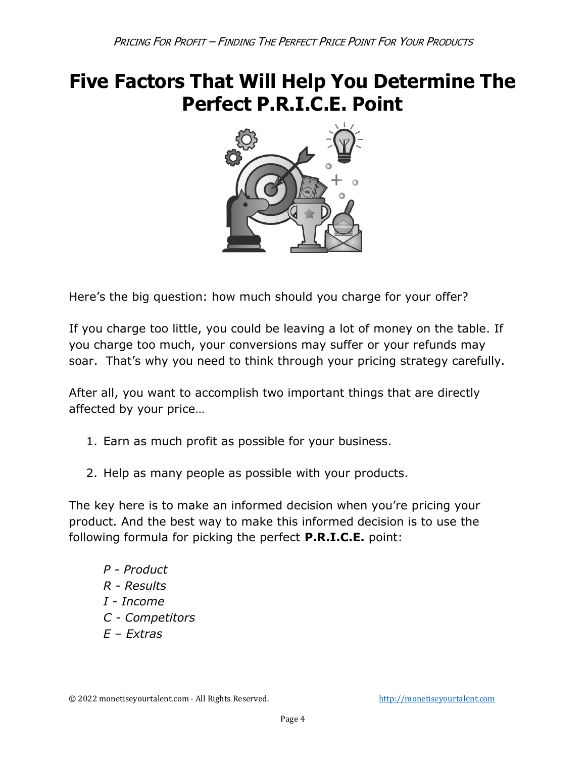# Five Factors That Will Help You Determine The Perfect P.R.I.C.E. Point

Here's the big question: how much should you charge for your offer?

If you charge too little, you could be leaving a lot of money on the table. If you charge too much, your conversions may suffer or your refunds may soar. That's why you need to think through your pricing strategy carefully.

After all, you want to accomplish two important things that are directly affected by your price…

1. Earn as much profit as possible for your business.

2. Help as many people as possible with your products.

The key here is to make an informed decision when you're pricing your product. And the best way to make this informed decision is to use the following formula for picking the perfect **P.R.I.C.E.** point:

*P - Product*
*R - Results*
*I - Income*
*C - Competitors*
*E – Extras*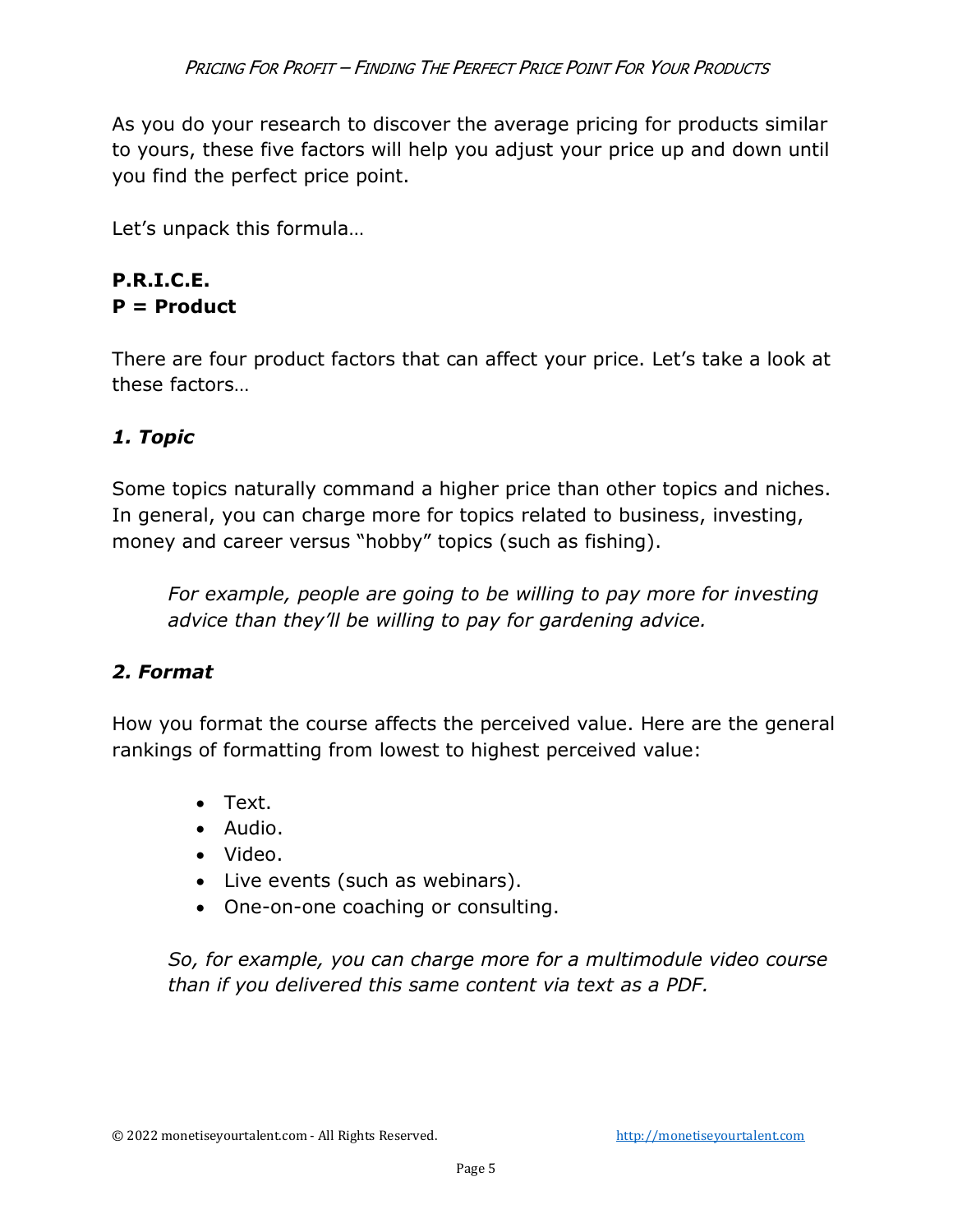As you do your research to discover the average pricing for products similar to yours, these five factors will help you adjust your price up and down until you find the perfect price point.

Let's unpack this formula…

**P.R.I.C.E.**
**P = Product**

There are four product factors that can affect your price. Let's take a look at these factors…

### *1. Topic*

Some topics naturally command a higher price than other topics and niches. In general, you can charge more for topics related to business, investing, money and career versus "hobby" topics (such as fishing).

> *For example, people are going to be willing to pay more for investing advice than they'll be willing to pay for gardening advice.*

### *2. Format*

How you format the course affects the perceived value. Here are the general rankings of formatting from lowest to highest perceived value:

- Text.
- Audio.
- Video.
- Live events (such as webinars).
- One-on-one coaching or consulting.

> *So, for example, you can charge more for a multimodule video course than if you delivered this same content via text as a PDF.*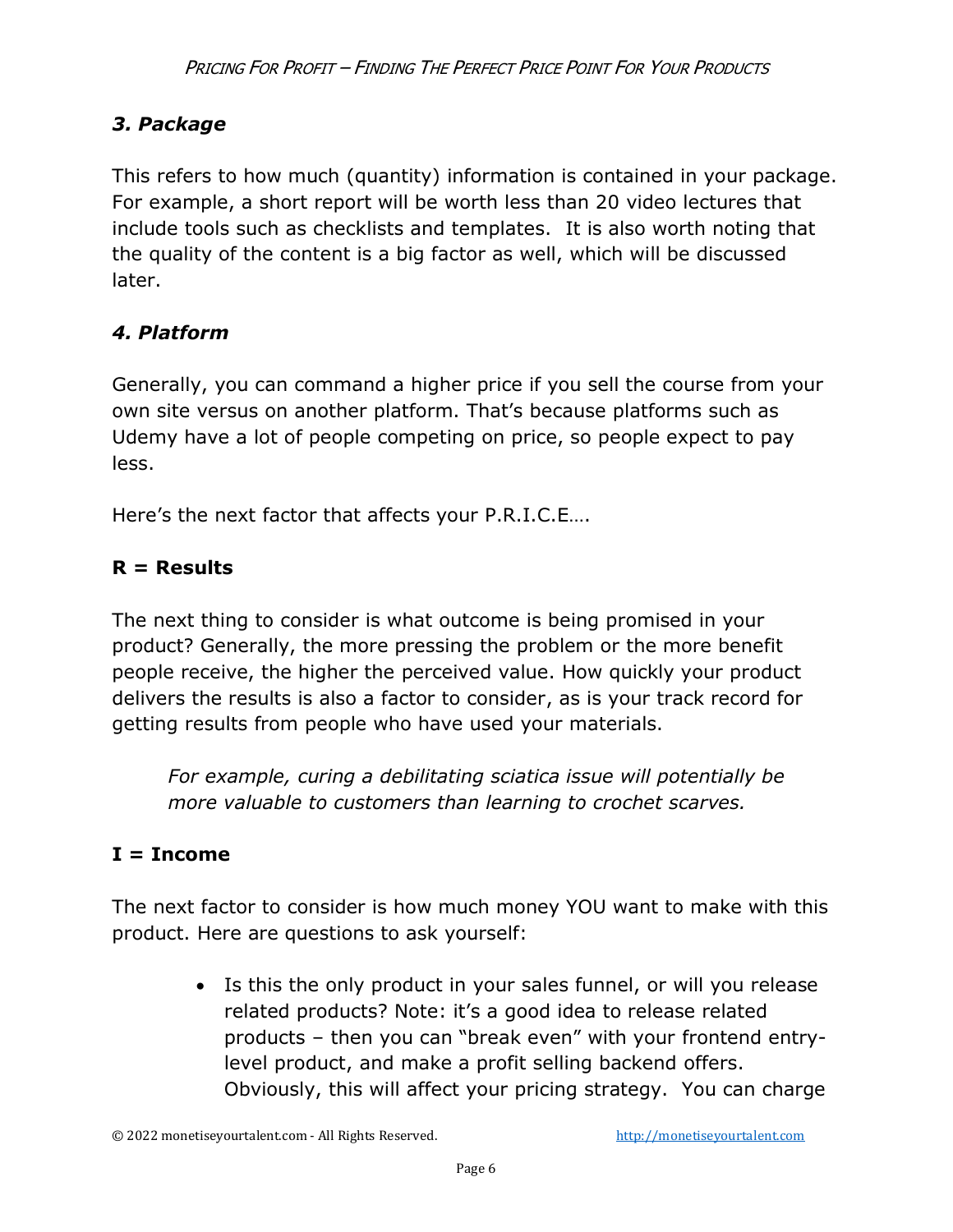### *3. Package*

This refers to how much (quantity) information is contained in your package. For example, a short report will be worth less than 20 video lectures that include tools such as checklists and templates. It is also worth noting that the quality of the content is a big factor as well, which will be discussed later.

### *4. Platform*

Generally, you can command a higher price if you sell the course from your own site versus on another platform. That's because platforms such as Udemy have a lot of people competing on price, so people expect to pay less.

Here's the next factor that affects your P.R.I.C.E….

### R = Results

The next thing to consider is what outcome is being promised in your product? Generally, the more pressing the problem or the more benefit people receive, the higher the perceived value. How quickly your product delivers the results is also a factor to consider, as is your track record for getting results from people who have used your materials.

> *For example, curing a debilitating sciatica issue will potentially be more valuable to customers than learning to crochet scarves.*

### I = Income

The next factor to consider is how much money YOU want to make with this product. Here are questions to ask yourself:

- Is this the only product in your sales funnel, or will you release related products? Note: it's a good idea to release related products – then you can "break even" with your frontend entry-level product, and make a profit selling backend offers. Obviously, this will affect your pricing strategy. You can charge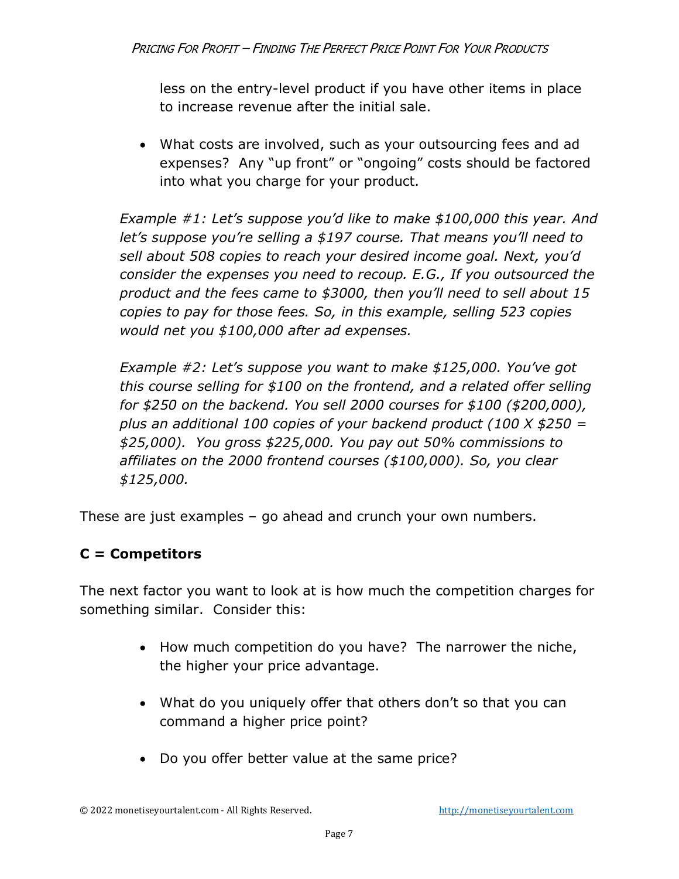less on the entry-level product if you have other items in place to increase revenue after the initial sale.

- What costs are involved, such as your outsourcing fees and ad expenses? Any "up front" or "ongoing" costs should be factored into what you charge for your product.

*Example #1: Let's suppose you'd like to make $100,000 this year. And let's suppose you're selling a $197 course. That means you'll need to sell about 508 copies to reach your desired income goal. Next, you'd consider the expenses you need to recoup. E.G., If you outsourced the product and the fees came to $3000, then you'll need to sell about 15 copies to pay for those fees. So, in this example, selling 523 copies would net you $100,000 after ad expenses.*

*Example #2: Let's suppose you want to make $125,000. You've got this course selling for $100 on the frontend, and a related offer selling for $250 on the backend. You sell 2000 courses for $100 ($200,000), plus an additional 100 copies of your backend product (100 X $250 = $25,000). You gross $225,000. You pay out 50% commissions to affiliates on the 2000 frontend courses ($100,000). So, you clear $125,000.*

These are just examples – go ahead and crunch your own numbers.

**C = Competitors**

The next factor you want to look at is how much the competition charges for something similar. Consider this:

- How much competition do you have? The narrower the niche, the higher your price advantage.
- What do you uniquely offer that others don't so that you can command a higher price point?
- Do you offer better value at the same price?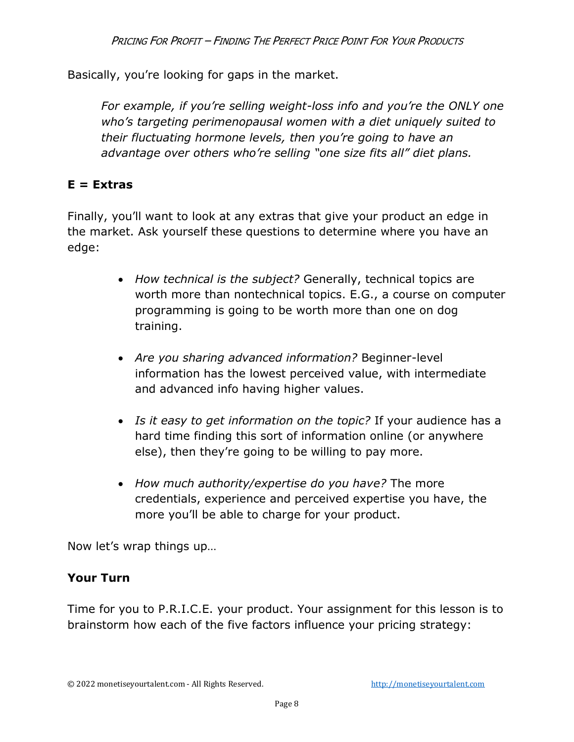Basically, you're looking for gaps in the market.

> *For example, if you're selling weight-loss info and you're the ONLY one who's targeting perimenopausal women with a diet uniquely suited to their fluctuating hormone levels, then you're going to have an advantage over others who're selling "one size fits all" diet plans.*

**E = Extras**

Finally, you'll want to look at any extras that give your product an edge in the market. Ask yourself these questions to determine where you have an edge:

- *How technical is the subject?* Generally, technical topics are worth more than nontechnical topics. E.G., a course on computer programming is going to be worth more than one on dog training.
- *Are you sharing advanced information?* Beginner-level information has the lowest perceived value, with intermediate and advanced info having higher values.
- *Is it easy to get information on the topic?* If your audience has a hard time finding this sort of information online (or anywhere else), then they're going to be willing to pay more.
- *How much authority/expertise do you have?* The more credentials, experience and perceived expertise you have, the more you'll be able to charge for your product.

Now let's wrap things up…

**Your Turn**

Time for you to P.R.I.C.E. your product. Your assignment for this lesson is to brainstorm how each of the five factors influence your pricing strategy: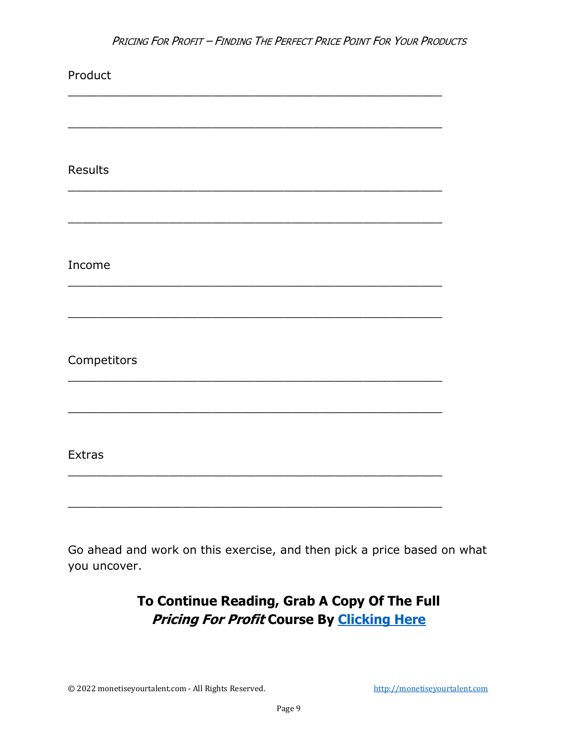Product

______________________________________________________

______________________________________________________

Results

______________________________________________________

______________________________________________________

Income

______________________________________________________

______________________________________________________

Competitors

______________________________________________________

______________________________________________________

Extras

______________________________________________________

______________________________________________________

Go ahead and work on this exercise, and then pick a price based on what you uncover.

**To Continue Reading, Grab A Copy Of The Full *Pricing For Profit* Course By [Clicking Here](http://monetiseyourtalent.com)**

© 2022 monetiseyourtalent.com - All Rights Reserved. http://monetiseyourtalent.com